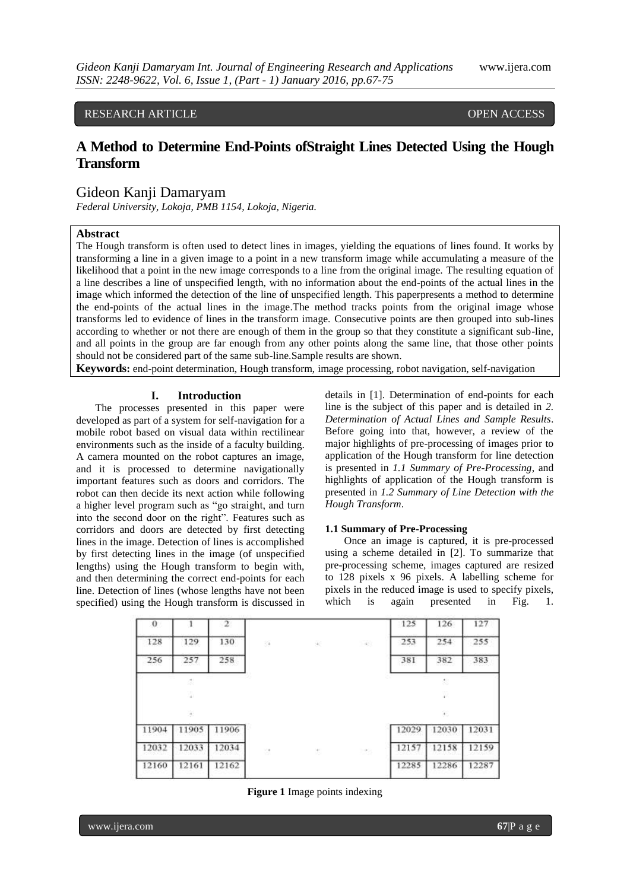# A Method to Determine End-Points ofStraight Lines Detected Using the Hough Transform

Gideon Kanji Damaryam

*Federal University, Lokoja, PMB 1154, Lokoja, Nigeria.*

RESEARCH ARTICLE OPEN ACCESS

## Abstract

The Hough transform is often used to detect lines in images, yielding the equations of lines found. It works by transforming a line in a given image to a point in a new transform image while accumulating a measure of the likelihood that a point in the new image corresponds to a line from the original image. The resulting equation of a line describes a line of unspecified length, with no information about the end-points of the actual lines in the image which informed the detection of the line of unspecified length. This paperpresents a method to determine the end-points of the actual lines in the image.The method tracks points from the original image whose transforms led to evidence of lines in the transform image. Consecutive points are then grouped into sub-lines according to whether or not there are enough of them in the group so that they constitute a significant sub-line, and all points in the group are far enough from any other points along the same line, that those other points should not be considered part of the same sub-line.Sample results are shown.

**Keywords:** end-point determination, Hough transform, image processing, robot navigation, self-navigation

## I. Introduction

The processes presented in this paper were developed as part of a system for self-navigation for a mobile robot based on visual data within rectilinear environments such as the inside of a faculty building. A camera mounted on the robot captures an image, and it is processed to determine navigationally important features such as doors and corridors. The robot can then decide its next action while following a higher level program such as "go straight, and turn into the second door on the right". Features such as corridors and doors are detected by first detecting lines in the image. Detection of lines is accomplished by first detecting lines in the image (of unspecified lengths) using the Hough transform to begin with, and then determining the correct end-points for each line. Detection of lines (whose lengths have not been specified) using the Hough transform is discussed in details in [1]. Determination of end-points for each line is the subject of this paper and is detailed in *2. Determination of Actual Lines and Sample Results*. Before going into that, however, a review of the major highlights of pre-processing of images prior to application of the Hough transform for line detection is presented in *1.1 Summary of Pre-Processing*, and highlights of application of the Hough transform is presented in *1.2 Summary of Line Detection with the Hough Transform*.

### 1.1 Summary of Pre-Processing

Once an image is captured, it is pre-processed using a scheme detailed in [2]. To summarize that pre-processing scheme, images captured are resized to 128 pixels x 96 pixels. A labelling scheme for pixels in the reduced image is used to specify pixels, which is again presented in Fig. 1.

| 0 | 1 | 2 | | | | 125 | 126 | 127 |
|---|---|---|---|---|---|---|---|---|
| 128 | 129 | 130 | . | . | . | 253 | 254 | 255 |
| 256 | 257 | 258 | | | | 381 | 382 | 383 |
| | . | | | | | | . | |
| | . | | | | | | . | |
| | . | | | | | | . | |
| 11904 | 11905 | 11906 | | | | 12029 | 12030 | 12031 |
| 12032 | 12033 | 12034 | . | . | . | 12157 | 12158 | 12159 |
| 12160 | 12161 | 12162 | | | | 12285 | 12286 | 12287 |

**Figure 1** Image points indexing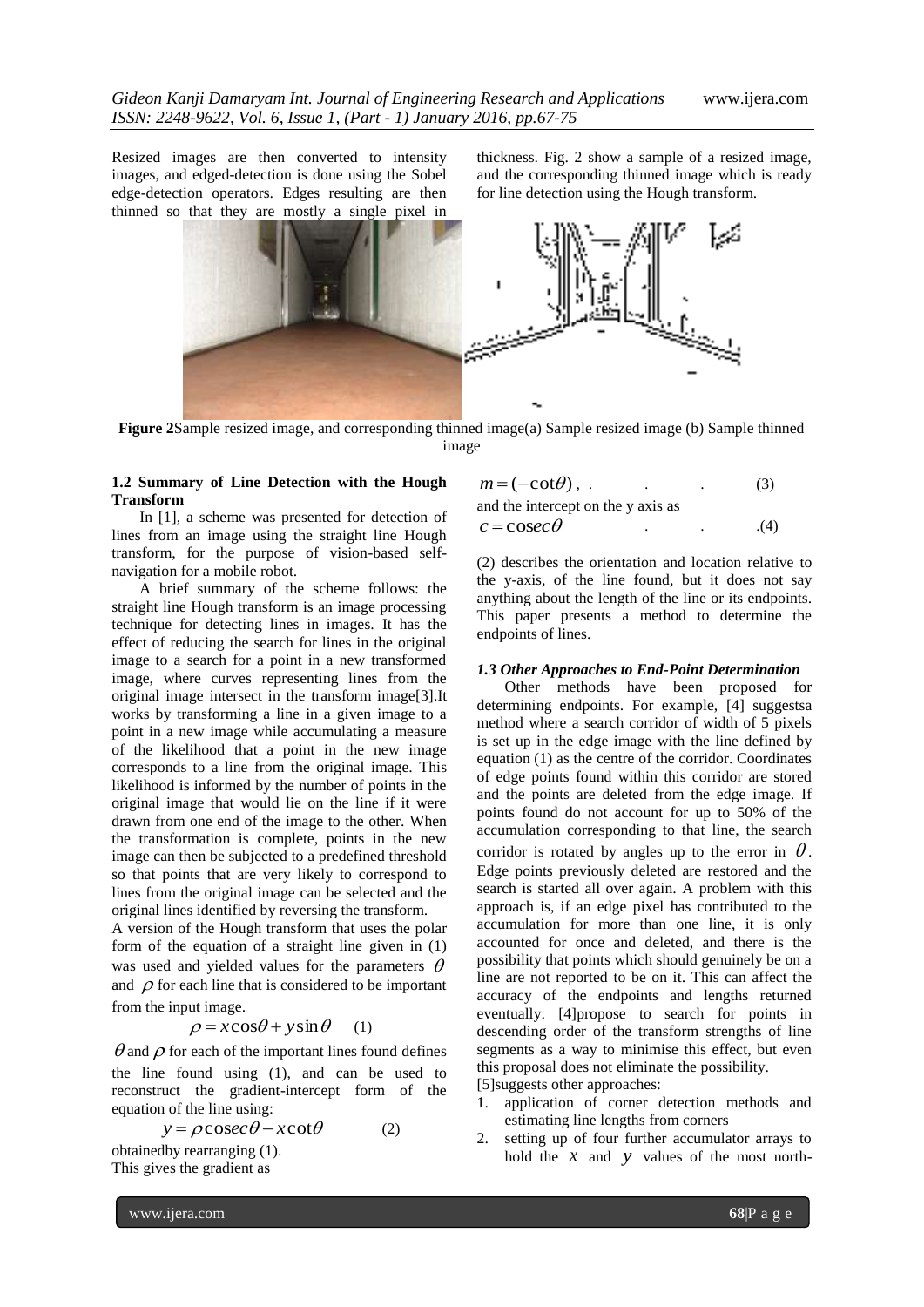Resized images are then converted to intensity images, and edged-detection is done using the Sobel edge-detection operators. Edges resulting are then thinned so that they are mostly a single pixel in thickness. Fig. 2 show a sample of a resized image, and the corresponding thinned image which is ready for line detection using the Hough transform.

**Figure 2**Sample resized image, and corresponding thinned image(a) Sample resized image (b) Sample thinned image

### 1.2 Summary of Line Detection with the Hough Transform

In [1], a scheme was presented for detection of lines from an image using the straight line Hough transform, for the purpose of vision-based self-navigation for a mobile robot.

A brief summary of the scheme follows: the straight line Hough transform is an image processing technique for detecting lines in images. It has the effect of reducing the search for lines in the original image to a search for a point in a new transformed image, where curves representing lines from the original image intersect in the transform image[3].It works by transforming a line in a given image to a point in a new image while accumulating a measure of the likelihood that a point in the new image corresponds to a line from the original image. This likelihood is informed by the number of points in the original image that would lie on the line if it were drawn from one end of the image to the other. When the transformation is complete, points in the new image can then be subjected to a predefined threshold so that points that are very likely to correspond to lines from the original image can be selected and the original lines identified by reversing the transform.

A version of the Hough transform that uses the polar form of the equation of a straight line given in (1) was used and yielded values for the parameters $\theta$ and $\rho$ for each line that is considered to be important from the input image.

$$\rho = x\cos\theta + y\sin\theta \quad (1)$$

$\theta$ and $\rho$ for each of the important lines found defines the line found using (1), and can be used to reconstruct the gradient-intercept form of the equation of the line using:

$$y = \rho\,\mathrm{cosec}\,\theta - x\cot\theta \quad (2)$$

obtainedby rearranging (1).

This gives the gradient as

$$m = (-\cot\theta)\,, \quad (3)$$

and the intercept on the y axis as

$$c = \mathrm{cosec}\,\theta \quad (4)$$

(2) describes the orientation and location relative to the y-axis, of the line found, but it does not say anything about the length of the line or its endpoints. This paper presents a method to determine the endpoints of lines.

### *1.3 Other Approaches to End-Point Determination*

Other methods have been proposed for determining endpoints. For example, [4] suggestsa method where a search corridor of width of 5 pixels is set up in the edge image with the line defined by equation (1) as the centre of the corridor. Coordinates of edge points found within this corridor are stored and the points are deleted from the edge image. If points found do not account for up to 50% of the accumulation corresponding to that line, the search corridor is rotated by angles up to the error in $\theta$. Edge points previously deleted are restored and the search is started all over again. A problem with this approach is, if an edge pixel has contributed to the accumulation for more than one line, it is only accounted for once and deleted, and there is the possibility that points which should genuinely be on a line are not reported to be on it. This can affect the accuracy of the endpoints and lengths returned eventually. [4]propose to search for points in descending order of the transform strengths of line segments as a way to minimise this effect, but even this proposal does not eliminate the possibility.

[5]suggests other approaches:

1. application of corner detection methods and estimating line lengths from corners
2. setting up of four further accumulator arrays to hold the $x$ and $y$ values of the most north-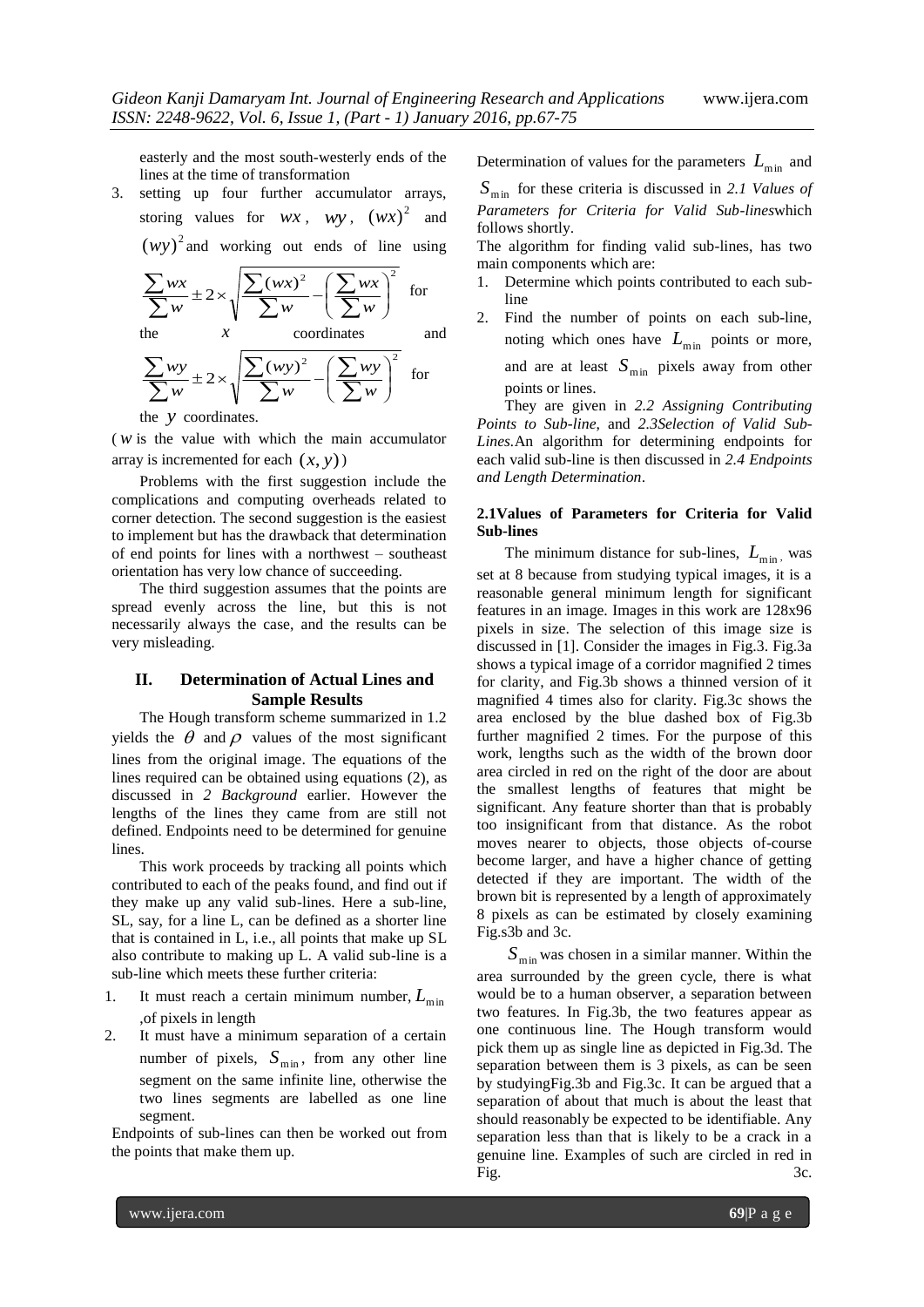easterly and the most south-westerly ends of the lines at the time of transformation

3. setting up four further accumulator arrays, storing values for $wx$, $wy$, $(wx)^2$ and $(wy)^2$ and working out ends of line using

$$\frac{\sum wx}{\sum w} \pm 2 \times \sqrt{\frac{\sum (wx)^2}{\sum w} - \left(\frac{\sum wx}{\sum w}\right)^2}$$ for the $x$ coordinates and

$$\frac{\sum wy}{\sum w} \pm 2 \times \sqrt{\frac{\sum (wy)^2}{\sum w} - \left(\frac{\sum wy}{\sum w}\right)^2}$$ for the $y$ coordinates.

($w$ is the value with which the main accumulator array is incremented for each $(x, y)$)

Problems with the first suggestion include the complications and computing overheads related to corner detection. The second suggestion is the easiest to implement but has the drawback that determination of end points for lines with a northwest – southeast orientation has very low chance of succeeding.

The third suggestion assumes that the points are spread evenly across the line, but this is not necessarily always the case, and the results can be very misleading.

## II. Determination of Actual Lines and Sample Results

The Hough transform scheme summarized in 1.2 yields the $\theta$ and $\rho$ values of the most significant lines from the original image. The equations of the lines required can be obtained using equations (2), as discussed in *2 Background* earlier. However the lengths of the lines they came from are still not defined. Endpoints need to be determined for genuine lines.

This work proceeds by tracking all points which contributed to each of the peaks found, and find out if they make up any valid sub-lines. Here a sub-line, SL, say, for a line L, can be defined as a shorter line that is contained in L, i.e., all points that make up SL also contribute to making up L. A valid sub-line is a sub-line which meets these further criteria:

1. It must reach a certain minimum number, $L_{\min}$ ,of pixels in length
2. It must have a minimum separation of a certain number of pixels, $S_{\min}$, from any other line segment on the same infinite line, otherwise the two lines segments are labelled as one line segment.

Endpoints of sub-lines can then be worked out from the points that make them up.

Determination of values for the parameters $L_{\min}$ and $S_{\min}$ for these criteria is discussed in *2.1 Values of Parameters for Criteria for Valid Sub-lines*which follows shortly.

The algorithm for finding valid sub-lines, has two main components which are:

1. Determine which points contributed to each sub-line
2. Find the number of points on each sub-line, noting which ones have $L_{\min}$ points or more, and are at least $S_{\min}$ pixels away from other points or lines.

They are given in *2.2 Assigning Contributing Points to Sub-line*, and *2.3Selection of Valid Sub-Lines.*An algorithm for determining endpoints for each valid sub-line is then discussed in *2.4 Endpoints and Length Determination*.

### 2.1Values of Parameters for Criteria for Valid Sub-lines

The minimum distance for sub-lines, $L_{\min}$, was set at 8 because from studying typical images, it is a reasonable general minimum length for significant features in an image. Images in this work are 128x96 pixels in size. The selection of this image size is discussed in [1]. Consider the images in Fig.3. Fig.3a shows a typical image of a corridor magnified 2 times for clarity, and Fig.3b shows a thinned version of it magnified 4 times also for clarity. Fig.3c shows the area enclosed by the blue dashed box of Fig.3b further magnified 2 times. For the purpose of this work, lengths such as the width of the brown door area circled in red on the right of the door are about the smallest lengths of features that might be significant. Any feature shorter than that is probably too insignificant from that distance. As the robot moves nearer to objects, those objects of-course become larger, and have a higher chance of getting detected if they are important. The width of the brown bit is represented by a length of approximately 8 pixels as can be estimated by closely examining Fig.s3b and 3c.

$S_{\min}$ was chosen in a similar manner. Within the area surrounded by the green cycle, there is what would be to a human observer, a separation between two features. In Fig.3b, the two features appear as one continuous line. The Hough transform would pick them up as single line as depicted in Fig.3d. The separation between them is 3 pixels, as can be seen by studyingFig.3b and Fig.3c. It can be argued that a separation of about that much is about the least that should reasonably be expected to be identifiable. Any separation less than that is likely to be a crack in a genuine line. Examples of such are circled in red in Fig. 3c.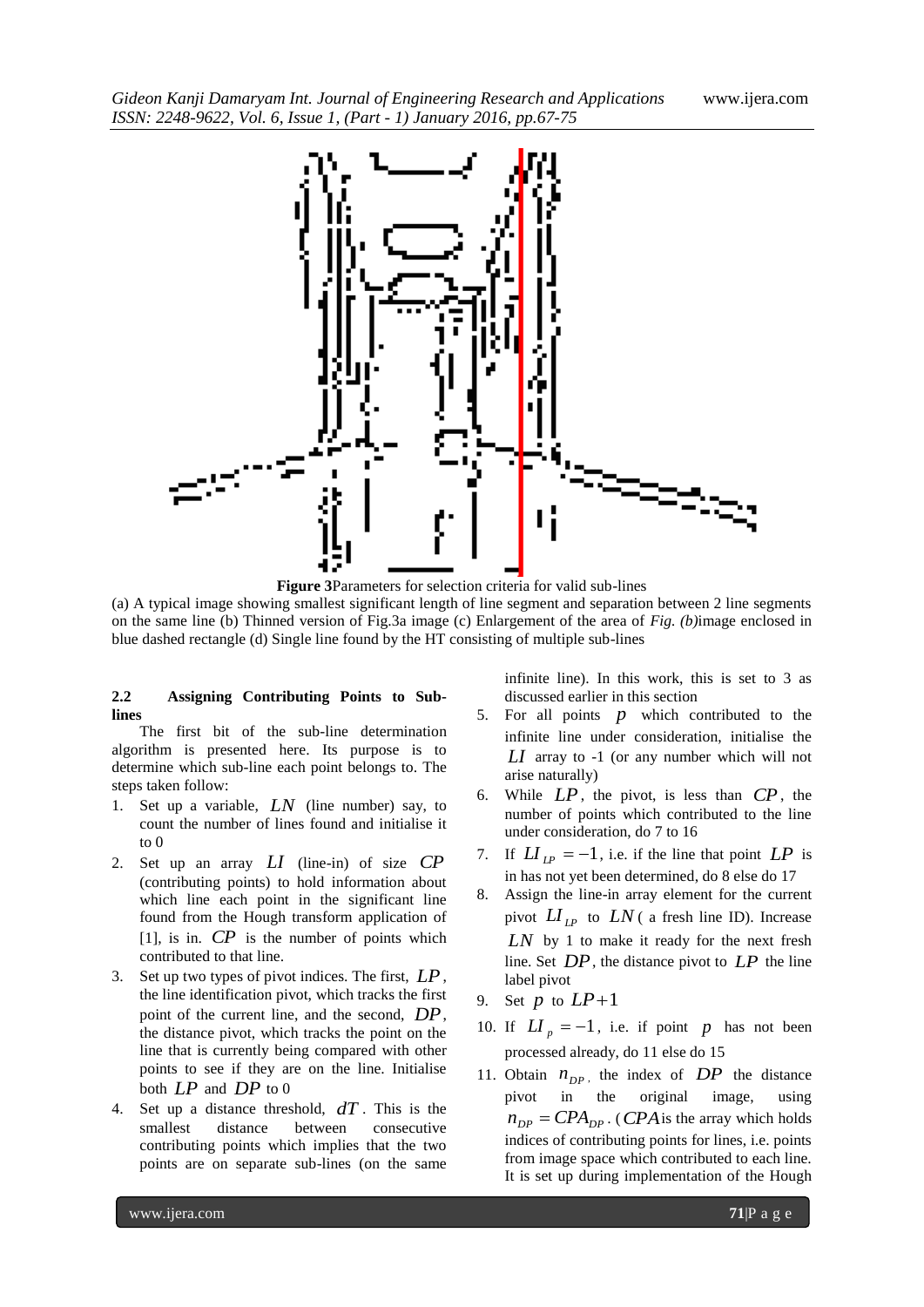**Figure 3**Parameters for selection criteria for valid sub-lines

(a) A typical image showing smallest significant length of line segment and separation between 2 line segments on the same line (b) Thinned version of Fig.3a image (c) Enlargement of the area of *Fig. (b)*image enclosed in blue dashed rectangle (d) Single line found by the HT consisting of multiple sub-lines

### 2.2 Assigning Contributing Points to Sub-lines

The first bit of the sub-line determination algorithm is presented here. Its purpose is to determine which sub-line each point belongs to. The steps taken follow:

1. Set up a variable, $LN$ (line number) say, to count the number of lines found and initialise it to 0
2. Set up an array $LI$ (line-in) of size $CP$ (contributing points) to hold information about which line each point in the significant line found from the Hough transform application of [1], is in. $CP$ is the number of points which contributed to that line.
3. Set up two types of pivot indices. The first, $LP$, the line identification pivot, which tracks the first point of the current line, and the second, $DP$, the distance pivot, which tracks the point on the line that is currently being compared with other points to see if they are on the line. Initialise both $LP$ and $DP$ to 0
4. Set up a distance threshold, $dT$. This is the smallest distance between consecutive contributing points which implies that the two points are on separate sub-lines (on the same infinite line). In this work, this is set to 3 as discussed earlier in this section
5. For all points $p$ which contributed to the infinite line under consideration, initialise the $LI$ array to -1 (or any number which will not arise naturally)
6. While $LP$, the pivot, is less than $CP$, the number of points which contributed to the line under consideration, do 7 to 16
7. If $LI_{LP} = -1$, i.e. if the line that point $LP$ is in has not yet been determined, do 8 else do 17
8. Assign the line-in array element for the current pivot $LI_{LP}$ to $LN$ ( a fresh line ID). Increase $LN$ by 1 to make it ready for the next fresh line. Set $DP$, the distance pivot to $LP$ the line label pivot
9. Set $p$ to $LP+1$
10. If $LI_p = -1$, i.e. if point $p$ has not been processed already, do 11 else do 15
11. Obtain $n_{DP}$, the index of $DP$ the distance pivot in the original image, using $n_{DP} = CPA_{DP}$. ($CPA$ is the array which holds indices of contributing points for lines, i.e. points from image space which contributed to each line. It is set up during implementation of the Hough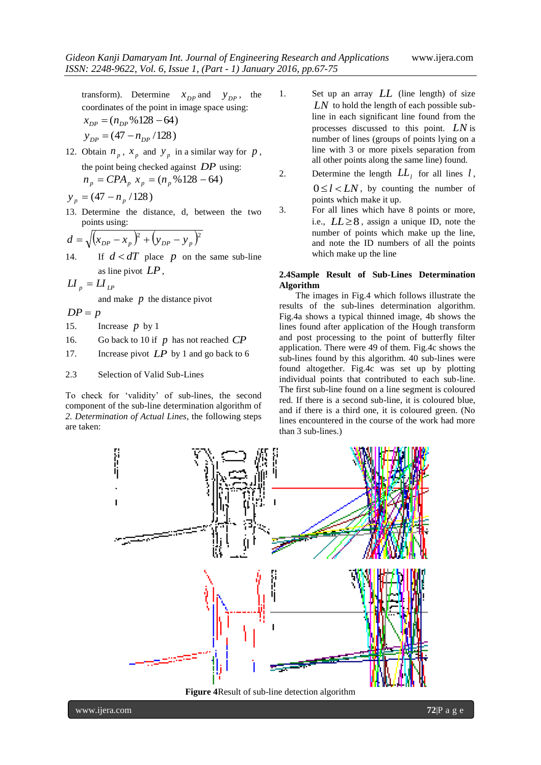transform). Determine $x_{DP}$ and $y_{DP}$, the coordinates of the point in image space using:

$$x_{DP} = (n_{DP}\%128 - 64)$$

$$y_{DP} = (47 - n_{DP}/128)$$

12. Obtain $n_p$, $x_p$ and $y_p$ in a similar way for $p$, the point being checked against $DP$ using:

$$n_p = CPA_p \quad x_p = (n_p\%128 - 64)$$

$$y_p = (47 - n_p/128)$$

13. Determine the distance, d, between the two points using:

$$d = \sqrt{(x_{DP} - x_p)^2 + (y_{DP} - y_p)^2}$$

14. If $d < dT$ place $p$ on the same sub-line as line pivot $LP$,

$$LI_p = LI_{LP}$$

and make $p$ the distance pivot

$$DP = p$$

15. Increase $p$ by 1
16. Go back to 10 if $p$ has not reached $CP$
17. Increase pivot $LP$ by 1 and go back to 6

### 2.3 Selection of Valid Sub-Lines

To check for 'validity' of sub-lines, the second component of the sub-line determination algorithm of *2. Determination of Actual Lines*, the following steps are taken:

1. Set up an array $LL$ (line length) of size $LN$ to hold the length of each possible sub-line in each significant line found from the processes discussed to this point. $LN$ is number of lines (groups of points lying on a line with 3 or more pixels separation from all other points along the same line) found.
2. Determine the length $LL_l$ for all lines $l$, $0 \leq l < LN$, by counting the number of points which make it up.
3. For all lines which have 8 points or more, i.e., $LL \geq 8$, assign a unique ID, note the number of points which make up the line, and note the ID numbers of all the points which make up the line

### 2.4 Sample Result of Sub-Lines Determination Algorithm

The images in Fig.4 which follows illustrate the results of the sub-lines determination algorithm. Fig.4a shows a typical thinned image, 4b shows the lines found after application of the Hough transform and post processing to the point of butterfly filter application. There were 49 of them. Fig.4c shows the sub-lines found by this algorithm. 40 sub-lines were found altogether. Fig.4c was set up by plotting individual points that contributed to each sub-line. The first sub-line found on a line segment is coloured red. If there is a second sub-line, it is coloured blue, and if there is a third one, it is coloured green. (No lines encountered in the course of the work had more than 3 sub-lines.)

**Figure 4**Result of sub-line detection algorithm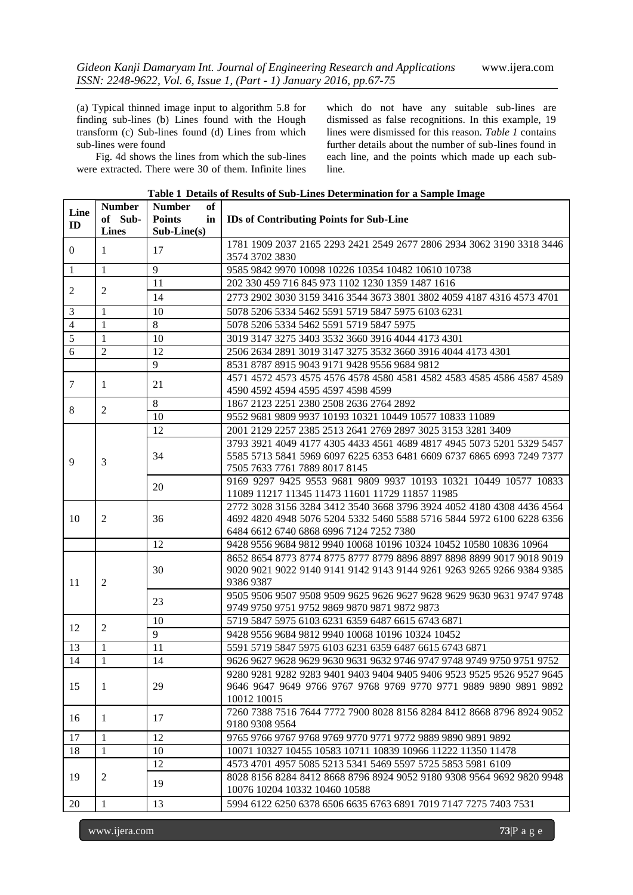(a) Typical thinned image input to algorithm 5.8 for finding sub-lines (b) Lines found with the Hough transform (c) Sub-lines found (d) Lines from which sub-lines were found

Fig. 4d shows the lines from which the sub-lines were extracted. There were 30 of them. Infinite lines which do not have any suitable sub-lines are dismissed as false recognitions. In this example, 19 lines were dismissed for this reason. *Table 1* contains further details about the number of sub-lines found in each line, and the points which made up each sub-line.

**Table 1 Details of Results of Sub-Lines Determination for a Sample Image**

| Line ID | Number of Sub-Lines | Number of Points in Sub-Line(s) | IDs of Contributing Points for Sub-Line |
|---|---|---|---|
| 0 | 1 | 17 | 1781 1909 2037 2165 2293 2421 2549 2677 2806 2934 3062 3190 3318 3446 3574 3702 3830 |
| 1 | 1 | 9 | 9585 9842 9970 10098 10226 10354 10482 10610 10738 |
| 2 | 2 | 11 | 202 330 459 716 845 973 1102 1230 1359 1487 1616 |
| | | 14 | 2773 2902 3030 3159 3416 3544 3673 3801 3802 4059 4187 4316 4573 4701 |
| 3 | 1 | 10 | 5078 5206 5334 5462 5591 5719 5847 5975 6103 6231 |
| 4 | 1 | 8 | 5078 5206 5334 5462 5591 5719 5847 5975 |
| 5 | 1 | 10 | 3019 3147 3275 3403 3532 3660 3916 4044 4173 4301 |
| 6 | 2 | 12 | 2506 2634 2891 3019 3147 3275 3532 3660 3916 4044 4173 4301 |
| | | 9 | 8531 8787 8915 9043 9171 9428 9556 9684 9812 |
| 7 | 1 | 21 | 4571 4572 4573 4575 4576 4578 4580 4581 4582 4583 4585 4586 4587 4589 4590 4592 4594 4595 4597 4598 4599 |
| 8 | 2 | 8 | 1867 2123 2251 2380 2508 2636 2764 2892 |
| | | 10 | 9552 9681 9809 9937 10193 10321 10449 10577 10833 11089 |
| 9 | 3 | 12 | 2001 2129 2257 2385 2513 2641 2769 2897 3025 3153 3281 3409 |
| | | 34 | 3793 3921 4049 4177 4305 4433 4561 4689 4817 4945 5073 5201 5329 5457 5585 5713 5841 5969 6097 6225 6353 6481 6609 6737 6865 6993 7249 7377 7505 7633 7761 7889 8017 8145 |
| | | 20 | 9169 9297 9425 9553 9681 9809 9937 10193 10321 10449 10577 10833 11089 11217 11345 11473 11601 11729 11857 11985 |
| 10 | 2 | 36 | 2772 3028 3156 3284 3412 3540 3668 3796 3924 4052 4180 4308 4436 4564 4692 4820 4948 5076 5204 5332 5460 5588 5716 5844 5972 6100 6228 6356 6484 6612 6740 6868 6996 7124 7252 7380 |
| | | 12 | 9428 9556 9684 9812 9940 10068 10196 10324 10452 10580 10836 10964 |
| 11 | 2 | 30 | 8652 8654 8773 8774 8775 8777 8779 8896 8897 8898 8899 9017 9018 9019 9020 9021 9022 9140 9141 9142 9143 9144 9261 9263 9265 9266 9384 9385 9386 9387 |
| | | 23 | 9505 9506 9507 9508 9509 9625 9626 9627 9628 9629 9630 9631 9747 9748 9749 9750 9751 9752 9869 9870 9871 9872 9873 |
| 12 | 2 | 10 | 5719 5847 5975 6103 6231 6359 6487 6615 6743 6871 |
| | | 9 | 9428 9556 9684 9812 9940 10068 10196 10324 10452 |
| 13 | 1 | 11 | 5591 5719 5847 5975 6103 6231 6359 6487 6615 6743 6871 |
| 14 | 1 | 14 | 9626 9627 9628 9629 9630 9631 9632 9746 9747 9748 9749 9750 9751 9752 |
| 15 | 1 | 29 | 9280 9281 9282 9283 9401 9403 9404 9405 9406 9523 9525 9526 9527 9645 9646 9647 9649 9766 9767 9768 9769 9770 9771 9889 9890 9891 9892 10012 10015 |
| 16 | 1 | 17 | 7260 7388 7516 7644 7772 7900 8028 8156 8284 8412 8668 8796 8924 9052 9180 9308 9564 |
| 17 | 1 | 12 | 9765 9766 9767 9768 9769 9770 9771 9772 9889 9890 9891 9892 |
| 18 | 1 | 10 | 10071 10327 10455 10583 10711 10839 10966 11222 11350 11478 |
| 19 | 2 | 12 | 4573 4701 4957 5085 5213 5341 5469 5597 5725 5853 5981 6109 |
| | | 19 | 8028 8156 8284 8412 8668 8796 8924 9052 9180 9308 9564 9692 9820 9948 10076 10204 10332 10460 10588 |
| 20 | 1 | 13 | 5994 6122 6250 6378 6506 6635 6763 6891 7019 7147 7275 7403 7531 |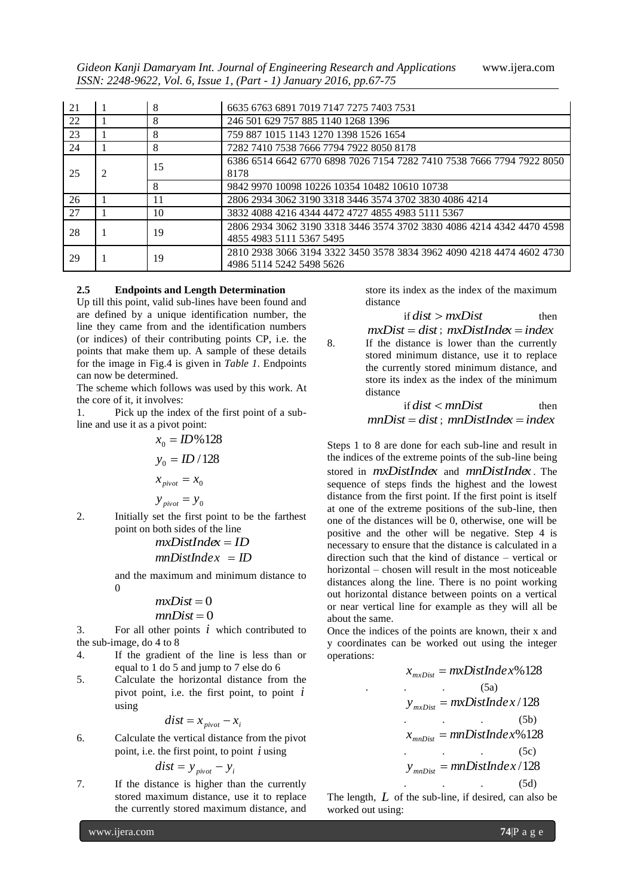| 21 | 1 | 8 | 6635 6763 6891 7019 7147 7275 7403 7531 |
|---|---|---|---|
| 22 | 1 | 8 | 246 501 629 757 885 1140 1268 1396 |
| 23 | 1 | 8 | 759 887 1015 1143 1270 1398 1526 1654 |
| 24 | 1 | 8 | 7282 7410 7538 7666 7794 7922 8050 8178 |
| 25 | 2 | 15 | 6386 6514 6642 6770 6898 7026 7154 7282 7410 7538 7666 7794 7922 8050 8178 |
| | | 8 | 9842 9970 10098 10226 10354 10482 10610 10738 |
| 26 | 1 | 11 | 2806 2934 3062 3190 3318 3446 3574 3702 3830 4086 4214 |
| 27 | 1 | 10 | 3832 4088 4216 4344 4472 4727 4855 4983 5111 5367 |
| 28 | 1 | 19 | 2806 2934 3062 3190 3318 3446 3574 3702 3830 4086 4214 4342 4470 4598 4855 4983 5111 5367 5495 |
| 29 | 1 | 19 | 2810 2938 3066 3194 3322 3450 3578 3834 3962 4090 4218 4474 4602 4730 4986 5114 5242 5498 5626 |

### 2.5 Endpoints and Length Determination

Up till this point, valid sub-lines have been found and are defined by a unique identification number, the line they came from and the identification numbers (or indices) of their contributing points CP, i.e. the points that make them up. A sample of these details for the image in Fig.4 is given in *Table 1*. Endpoints can now be determined.

The scheme which follows was used by this work. At the core of it, it involves:

1. Pick up the index of the first point of a sub-line and use it as a pivot point:

$$x_0 = ID\%128$$

$$y_0 = ID/128$$

$$x_{pivot} = x_0$$

$$y_{pivot} = y_0$$

2. Initially set the first point to be the farthest point on both sides of the line

$$mxDistIndex = ID$$

$$mnDistIndex = ID$$

and the maximum and minimum distance to 0

$$mxDist = 0$$

$$mnDist = 0$$

3. For all other points $i$ which contributed to the sub-image, do 4 to 8
4. If the gradient of the line is less than or equal to 1 do 5 and jump to 7 else do 6
5. Calculate the horizontal distance from the pivot point, i.e. the first point, to point $i$ using

$$dist = x_{pivot} - x_i$$

6. Calculate the vertical distance from the pivot point, i.e. the first point, to point $i$ using

$$dist = y_{pivot} - y_i$$

7. If the distance is higher than the currently stored maximum distance, use it to replace the currently stored maximum distance, and store its index as the index of the maximum distance

$$\text{if } dist > mxDist \quad \text{then} \quad mxDist = dist;\ mxDistIndex = index$$

8. If the distance is lower than the currently stored minimum distance, use it to replace the currently stored minimum distance, and store its index as the index of the minimum distance

$$\text{if } dist < mnDist \quad \text{then} \quad mnDist = dist;\ mnDistIndex = index$$

Steps 1 to 8 are done for each sub-line and result in the indices of the extreme points of the sub-line being stored in $mxDistIndex$ and $mnDistIndex$. The sequence of steps finds the highest and the lowest distance from the first point. If the first point is itself at one of the extreme positions of the sub-line, then one of the distances will be 0, otherwise, one will be positive and the other will be negative. Step 4 is necessary to ensure that the distance is calculated in a direction such that the kind of distance – vertical or horizontal – chosen will result in the most noticeable distances along the line. There is no point working out horizontal distance between points on a vertical or near vertical line for example as they will all be about the same.

Once the indices of the points are known, their x and y coordinates can be worked out using the integer operations:

$$x_{mxDist} = mxDistIndex\%128 \quad (5a)$$

$$y_{mxDist} = mxDistIndex/128 \quad (5b)$$

$$x_{mnDist} = mnDistIndex\%128 \quad (5c)$$

$$y_{mnDist} = mnDistIndex/128 \quad (5d)$$

The length, $L$ of the sub-line, if desired, can also be worked out using: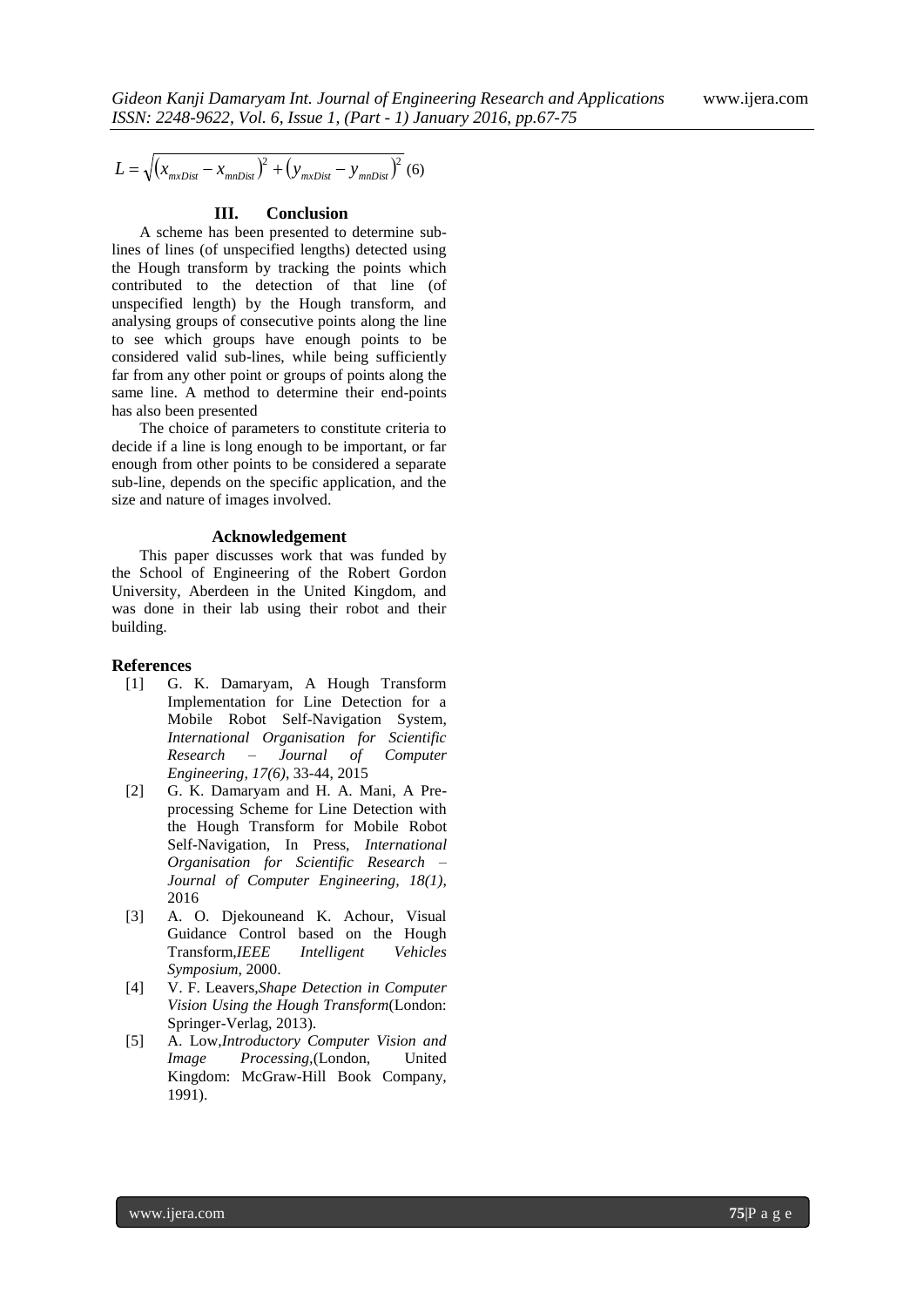$$L = \sqrt{(x_{mxDist} - x_{mnDist})^2 + (y_{mxDist} - y_{mnDist})^2} \quad (6)$$

## III. Conclusion

A scheme has been presented to determine sub-lines of lines (of unspecified lengths) detected using the Hough transform by tracking the points which contributed to the detection of that line (of unspecified length) by the Hough transform, and analysing groups of consecutive points along the line to see which groups have enough points to be considered valid sub-lines, while being sufficiently far from any other point or groups of points along the same line. A method to determine their end-points has also been presented

The choice of parameters to constitute criteria to decide if a line is long enough to be important, or far enough from other points to be considered a separate sub-line, depends on the specific application, and the size and nature of images involved.

## Acknowledgement

This paper discusses work that was funded by the School of Engineering of the Robert Gordon University, Aberdeen in the United Kingdom, and was done in their lab using their robot and their building.

## References

[1] G. K. Damaryam, A Hough Transform Implementation for Line Detection for a Mobile Robot Self-Navigation System, *International Organisation for Scientific Research – Journal of Computer Engineering, 17(6)*, 33-44, 2015

[2] G. K. Damaryam and H. A. Mani, A Pre-processing Scheme for Line Detection with the Hough Transform for Mobile Robot Self-Navigation, In Press, *International Organisation for Scientific Research – Journal of Computer Engineering, 18(1)*, 2016

[3] A. O. Djekouneand K. Achour, Visual Guidance Control based on the Hough Transform,*IEEE Intelligent Vehicles Symposium*, 2000.

[4] V. F. Leavers,*Shape Detection in Computer Vision Using the Hough Transform*(London: Springer-Verlag, 2013).

[5] A. Low,*Introductory Computer Vision and Image Processing*,(London, United Kingdom: McGraw-Hill Book Company, 1991).